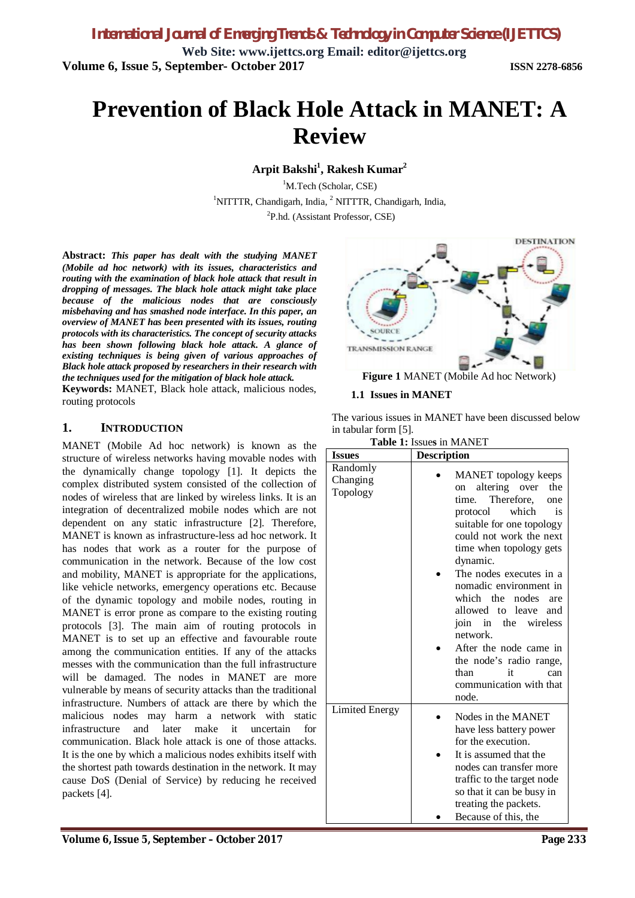# Prevention of Black Hole Attack in MANET: A Review

**Arpit Bakshi[1], Rakesh Kumar[2]**

[1]M.Tech (Scholar, CSE)
[1]NITTTR, Chandigarh, India, [2] NITTTR, Chandigarh, India,
[2]P.hd. (Assistant Professor, CSE)

**Abstract:** ***This paper has dealt with the studying MANET (Mobile ad hoc network) with its issues, characteristics and routing with the examination of black hole attack that result in dropping of messages. The black hole attack might take place because of the malicious nodes that are consciously misbehaving and has smashed node interface. In this paper, an overview of MANET has been presented with its issues, routing protocols with its characteristics. The concept of security attacks has been shown following black hole attack. A glance of existing techniques is being given of various approaches of Black hole attack proposed by researchers in their research with the techniques used for the mitigation of black hole attack.***

**Keywords:** MANET, Black hole attack, malicious nodes, routing protocols

## 1. INTRODUCTION

MANET (Mobile Ad hoc network) is known as the structure of wireless networks having movable nodes with the dynamically change topology [1]. It depicts the complex distributed system consisted of the collection of nodes of wireless that are linked by wireless links. It is an integration of decentralized mobile nodes which are not dependent on any static infrastructure [2]. Therefore, MANET is known as infrastructure-less ad hoc network. It has nodes that work as a router for the purpose of communication in the network. Because of the low cost and mobility, MANET is appropriate for the applications, like vehicle networks, emergency operations etc. Because of the dynamic topology and mobile nodes, routing in MANET is error prone as compare to the existing routing protocols [3]. The main aim of routing protocols in MANET is to set up an effective and favourable route among the communication entities. If any of the attacks messes with the communication than the full infrastructure will be damaged. The nodes in MANET are more vulnerable by means of security attacks than the traditional infrastructure. Numbers of attack are there by which the malicious nodes may harm a network with static infrastructure and later make it uncertain for communication. Black hole attack is one of those attacks. It is the one by which a malicious nodes exhibits itself with the shortest path towards destination in the network. It may cause DoS (Denial of Service) by reducing he received packets [4].

**Figure 1** MANET (Mobile Ad hoc Network)

### 1.1 Issues in MANET

The various issues in MANET have been discussed below in tabular form [5].

**Table 1:** Issues in MANET

| Issues | Description |
|---|---|
| Randomly Changing Topology | • MANET topology keeps on altering over the time. Therefore, one protocol which is suitable for one topology could not work the next time when topology gets dynamic. • The nodes executes in a nomadic environment in which the nodes are allowed to leave and join in the wireless network. • After the node came in the node's radio range, than it can communication with that node. |
| Limited Energy | • Nodes in the MANET have less battery power for the execution. • It is assumed that the nodes can transfer more traffic to the target node so that it can be busy in treating the packets. • Because of this, the |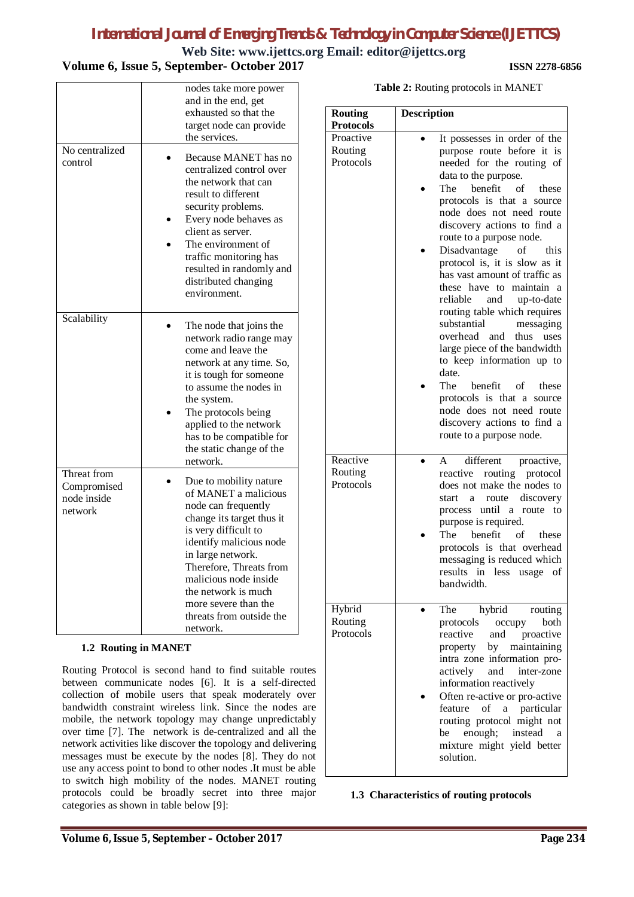| | |
|---|---|
| | nodes take more power and in the end, get exhausted so that the target node can provide the services. |
| No centralized control | • Because MANET has no centralized control over the network that can result to different security problems.<br>• Every node behaves as client as server.<br>• The environment of traffic monitoring has resulted in randomly and distributed changing environment. |
| Scalability | • The node that joins the network radio range may come and leave the network at any time. So, it is tough for someone to assume the nodes in the system.<br>• The protocols being applied to the network has to be compatible for the static change of the network. |
| Threat from Compromised node inside network | • Due to mobility nature of MANET a malicious node can frequently change its target thus it is very difficult to identify malicious node in large network. Therefore, Threats from malicious node inside the network is much more severe than the threats from outside the network. |

### 1.2 Routing in MANET

Routing Protocol is second hand to find suitable routes between communicate nodes [6]. It is a self-directed collection of mobile users that speak moderately over bandwidth constraint wireless link. Since the nodes are mobile, the network topology may change unpredictably over time [7]. The network is de-centralized and all the network activities like discover the topology and delivering messages must be execute by the nodes [8]. They do not use any access point to bond to other nodes .It must be able to switch high mobility of the nodes. MANET routing protocols could be broadly secret into three major categories as shown in table below [9]:

**Table 2:** Routing protocols in MANET

| Routing Protocols | Description |
|---|---|
| Proactive Routing Protocols | • It possesses in order of the purpose route before it is needed for the routing of data to the purpose.<br>• The benefit of these protocols is that a source node does not need route discovery actions to find a route to a purpose node.<br>• Disadvantage of this protocol is, it is slow as it has vast amount of traffic as these have to maintain a reliable and up-to-date routing table which requires substantial messaging overhead and thus uses large piece of the bandwidth to keep information up to date.<br>• The benefit of these protocols is that a source node does not need route discovery actions to find a route to a purpose node. |
| Reactive Routing Protocols | • A different proactive, reactive routing protocol does not make the nodes to start a route discovery process until a route to purpose is required.<br>• The benefit of these protocols is that overhead messaging is reduced which results in less usage of bandwidth. |
| Hybrid Routing Protocols | • The hybrid routing protocols occupy both reactive and proactive property by maintaining intra zone information pro-actively and inter-zone information reactively<br>• Often re-active or pro-active feature of a particular routing protocol might not be enough; instead a mixture might yield better solution. |

### 1.3 Characteristics of routing protocols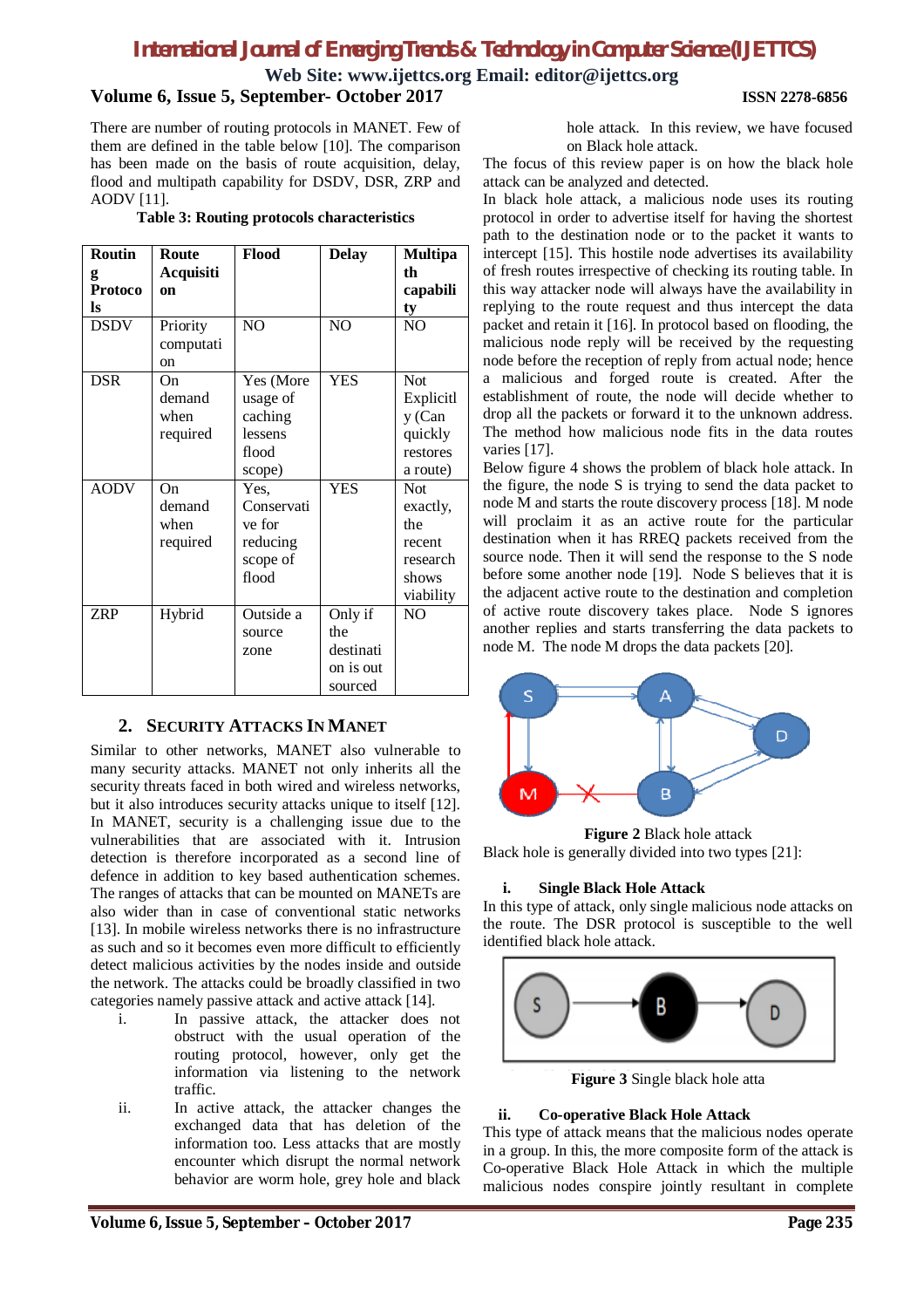There are number of routing protocols in MANET. Few of them are defined in the table below [10]. The comparison has been made on the basis of route acquisition, delay, flood and multipath capability for DSDV, DSR, ZRP and AODV [11].

**Table 3: Routing protocols characteristics**

| Routing Protocols | Route Acquisition | Flood | Delay | Multipath capability |
|---|---|---|---|---|
| DSDV | Priority computation | NO | NO | NO |
| DSR | On demand when required | Yes (More usage of caching lessens flood scope) | YES | Not Explicitly (Can quickly restores a route) |
| AODV | On demand when required | Yes, Conservative for reducing scope of flood | YES | Not exactly, the recent research shows viability |
| ZRP | Hybrid | Outside a source zone | Only if the destination is out sourced | NO |

## 2. Security Attacks In Manet

Similar to other networks, MANET also vulnerable to many security attacks. MANET not only inherits all the security threats faced in both wired and wireless networks, but it also introduces security attacks unique to itself [12]. In MANET, security is a challenging issue due to the vulnerabilities that are associated with it. Intrusion detection is therefore incorporated as a second line of defence in addition to key based authentication schemes. The ranges of attacks that can be mounted on MANETs are also wider than in case of conventional static networks [13]. In mobile wireless networks there is no infrastructure as such and so it becomes even more difficult to efficiently detect malicious activities by the nodes inside and outside the network. The attacks could be broadly classified in two categories namely passive attack and active attack [14].

i. In passive attack, the attacker does not obstruct with the usual operation of the routing protocol, however, only get the information via listening to the network traffic.

ii. In active attack, the attacker changes the exchanged data that has deletion of the information too. Less attacks that are mostly encounter which disrupt the normal network behavior are worm hole, grey hole and black hole attack. In this review, we have focused on Black hole attack.

The focus of this review paper is on how the black hole attack can be analyzed and detected.

In black hole attack, a malicious node uses its routing protocol in order to advertise itself for having the shortest path to the destination node or to the packet it wants to intercept [15]. This hostile node advertises its availability of fresh routes irrespective of checking its routing table. In this way attacker node will always have the availability in replying to the route request and thus intercept the data packet and retain it [16]. In protocol based on flooding, the malicious node reply will be received by the requesting node before the reception of reply from actual node; hence a malicious and forged route is created. After the establishment of route, the node will decide whether to drop all the packets or forward it to the unknown address. The method how malicious node fits in the data routes varies [17].

Below figure 4 shows the problem of black hole attack. In the figure, the node S is trying to send the data packet to node M and starts the route discovery process [18]. M node will proclaim it as an active route for the particular destination when it has RREQ packets received from the source node. Then it will send the response to the S node before some another node [19]. Node S believes that it is the adjacent active route to the destination and completion of active route discovery takes place. Node S ignores another replies and starts transferring the data packets to node M. The node M drops the data packets [20].

**Figure 2** Black hole attack

Black hole is generally divided into two types [21]:

### i. Single Black Hole Attack

In this type of attack, only single malicious node attacks on the route. The DSR protocol is susceptible to the well identified black hole attack.

**Figure 3** Single black hole atta

### ii. Co-operative Black Hole Attack

This type of attack means that the malicious nodes operate in a group. In this, the more composite form of the attack is Co-operative Black Hole Attack in which the multiple malicious nodes conspire jointly resultant in complete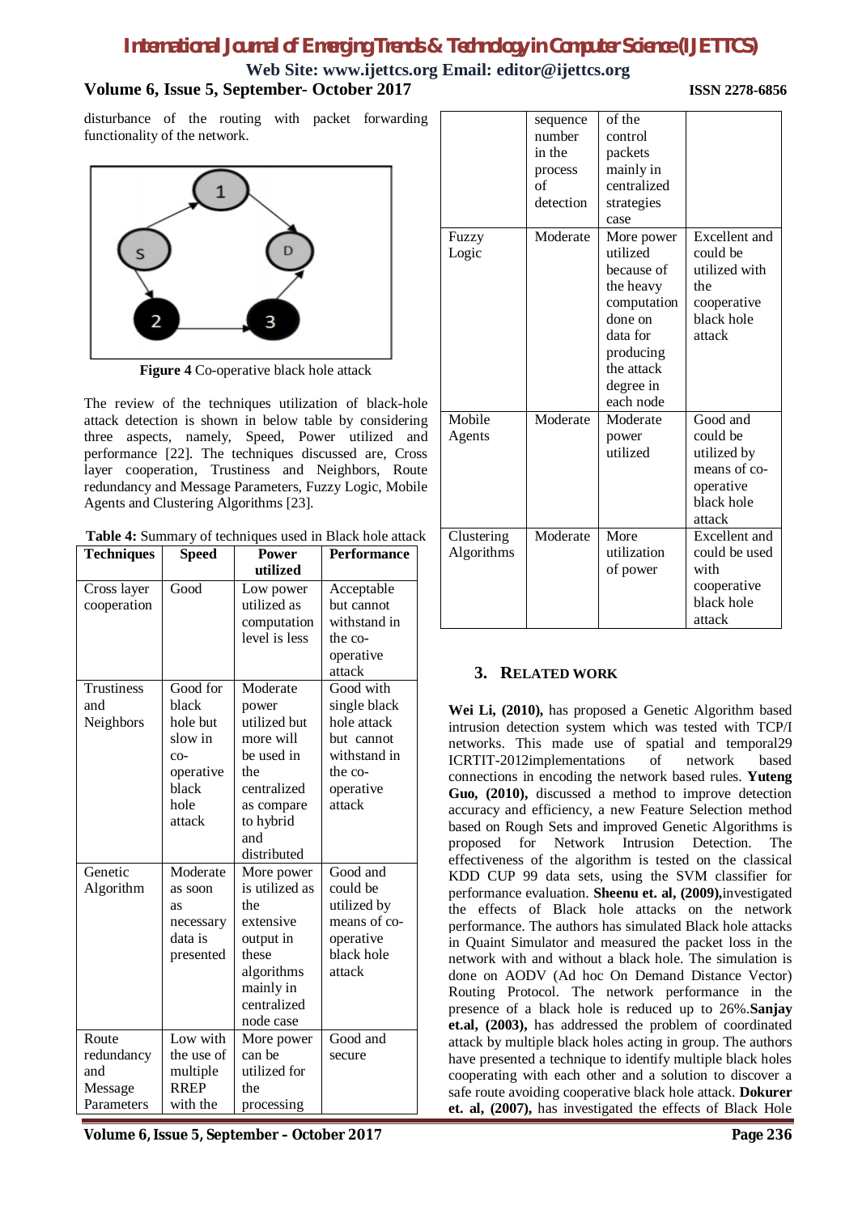disturbance of the routing with packet forwarding functionality of the network.

**Figure 4** Co-operative black hole attack

The review of the techniques utilization of black-hole attack detection is shown in below table by considering three aspects, namely, Speed, Power utilized and performance [22]. The techniques discussed are, Cross layer cooperation, Trustiness and Neighbors, Route redundancy and Message Parameters, Fuzzy Logic, Mobile Agents and Clustering Algorithms [23].

**Table 4:** Summary of techniques used in Black hole attack

| Techniques | Speed | Power utilized | Performance |
|---|---|---|---|
| Cross layer cooperation | Good | Low power utilized as computation level is less | Acceptable but cannot withstand in the co-operative attack |
| Trustiness and Neighbors | Good for black hole but slow in co-operative black hole attack | Moderate power utilized but more will be used in the centralized as compare to hybrid and distributed | Good with single black hole attack but cannot withstand in the co-operative attack |
| Genetic Algorithm | Moderate as soon as necessary data is presented | More power is utilized as the extensive output in these algorithms mainly in centralized node case | Good and could be utilized by means of co-operative black hole attack |
| Route redundancy and Message Parameters | Low with the use of multiple RREP with the sequence number in the process of detection | More power can be utilized for the processing of the control packets mainly in centralized strategies case | Good and secure |
| Fuzzy Logic | Moderate | More power utilized because of the heavy computation done on data for producing the attack degree in each node | Excellent and could be utilized with the cooperative black hole attack |
| Mobile Agents | Moderate | Moderate power utilized | Good and could be utilized by means of co-operative black hole attack |
| Clustering Algorithms | Moderate | More utilization of power | Excellent and could be used with cooperative black hole attack |

## 3. RELATED WORK

**Wei Li, (2010),** has proposed a Genetic Algorithm based intrusion detection system which was tested with TCP/I networks. This made use of spatial and temporal29 ICRTIT-2012implementations of network based connections in encoding the network based rules. **Yuteng Guo, (2010),** discussed a method to improve detection accuracy and efficiency, a new Feature Selection method based on Rough Sets and improved Genetic Algorithms is proposed for Network Intrusion Detection. The effectiveness of the algorithm is tested on the classical KDD CUP 99 data sets, using the SVM classifier for performance evaluation. **Sheenu et. al, (2009),**investigated the effects of Black hole attacks on the network performance. The authors has simulated Black hole attacks in Quaint Simulator and measured the packet loss in the network with and without a black hole. The simulation is done on AODV (Ad hoc On Demand Distance Vector) Routing Protocol. The network performance in the presence of a black hole is reduced up to 26%.**Sanjay et.al, (2003),** has addressed the problem of coordinated attack by multiple black holes acting in group. The authors have presented a technique to identify multiple black holes cooperating with each other and a solution to discover a safe route avoiding cooperative black hole attack. **Dokurer et. al, (2007),** has investigated the effects of Black Hole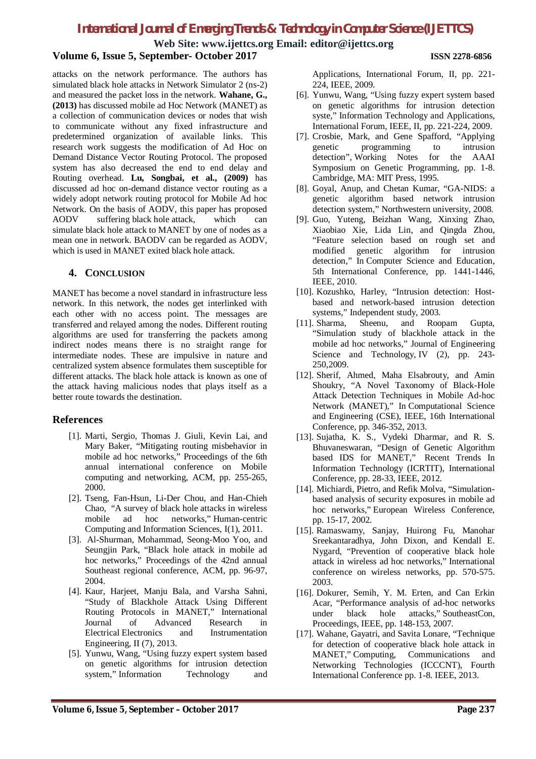attacks on the network performance. The authors has simulated black hole attacks in Network Simulator 2 (ns-2) and measured the packet loss in the network. **Wahane, G., (2013)** has discussed mobile ad Hoc Network (MANET) as a collection of communication devices or nodes that wish to communicate without any fixed infrastructure and predetermined organization of available links. This research work suggests the modification of Ad Hoc on Demand Distance Vector Routing Protocol. The proposed system has also decreased the end to end delay and Routing overhead. **Lu, Songbai, et al., (2009)** has discussed ad hoc on-demand distance vector routing as a widely adopt network routing protocol for Mobile Ad hoc Network. On the basis of AODV, this paper has proposed AODV suffering black hole attack, which can simulate black hole attack to MANET by one of nodes as a mean one in network. BAODV can be regarded as AODV, which is used in MANET exited black hole attack.

## 4. CONCLUSION

MANET has become a novel standard in infrastructure less network. In this network, the nodes get interlinked with each other with no access point. The messages are transferred and relayed among the nodes. Different routing algorithms are used for transferring the packets among indirect nodes means there is no straight range for intermediate nodes. These are impulsive in nature and centralized system absence formulates them susceptible for different attacks. The black hole attack is known as one of the attack having malicious nodes that plays itself as a better route towards the destination.

## References

[1]. Marti, Sergio, Thomas J. Giuli, Kevin Lai, and Mary Baker, "Mitigating routing misbehavior in mobile ad hoc networks," Proceedings of the 6th annual international conference on Mobile computing and networking, ACM, pp. 255-265, 2000.

[2]. Tseng, Fan-Hsun, Li-Der Chou, and Han-Chieh Chao, "A survey of black hole attacks in wireless mobile ad hoc networks," Human-centric Computing and Information Sciences, I(1), 2011.

[3]. Al-Shurman, Mohammad, Seong-Moo Yoo, and Seungjin Park, "Black hole attack in mobile ad hoc networks," Proceedings of the 42nd annual Southeast regional conference, ACM, pp. 96-97, 2004.

[4]. Kaur, Harjeet, Manju Bala, and Varsha Sahni, "Study of Blackhole Attack Using Different Routing Protocols in MANET," International Journal of Advanced Research in Electrical Electronics and Instrumentation Engineering, II (7), 2013.

[5]. Yunwu, Wang, "Using fuzzy expert system based on genetic algorithms for intrusion detection system," Information Technology and Applications, International Forum, II, pp. 221-224, IEEE, 2009.

[6]. Yunwu, Wang, "Using fuzzy expert system based on genetic algorithms for intrusion detection syste," Information Technology and Applications, International Forum, IEEE, II, pp. 221-224, 2009.

[7]. Crosbie, Mark, and Gene Spafford, "Applying genetic programming to intrusion detection", Working Notes for the AAAI Symposium on Genetic Programming, pp. 1-8. Cambridge, MA: MIT Press, 1995.

[8]. Goyal, Anup, and Chetan Kumar, "GA-NIDS: a genetic algorithm based network intrusion detection system," Northwestern university, 2008.

[9]. Guo, Yuteng, Beizhan Wang, Xinxing Zhao, Xiaobiao Xie, Lida Lin, and Qingda Zhou, "Feature selection based on rough set and modified genetic algorithm for intrusion detection," In Computer Science and Education, 5th International Conference, pp. 1441-1446, IEEE, 2010.

[10]. Kozushko, Harley, "Intrusion detection: Host-based and network-based intrusion detection systems," Independent study, 2003.

[11]. Sharma, Sheenu, and Roopam Gupta, "Simulation study of blackhole attack in the mobile ad hoc networks," Journal of Engineering Science and Technology, IV (2), pp. 243-250,2009.

[12]. Sherif, Ahmed, Maha Elsabrouty, and Amin Shoukry, "A Novel Taxonomy of Black-Hole Attack Detection Techniques in Mobile Ad-hoc Network (MANET)," In Computational Science and Engineering (CSE), IEEE, 16th International Conference, pp. 346-352, 2013.

[13]. Sujatha, K. S., Vydeki Dharmar, and R. S. Bhuvaneswaran, "Design of Genetic Algorithm based IDS for MANET," Recent Trends In Information Technology (ICRTIT), International Conference, pp. 28-33, IEEE, 2012.

[14]. Michiardi, Pietro, and Refik Molva, "Simulation-based analysis of security exposures in mobile ad hoc networks," European Wireless Conference, pp. 15-17, 2002.

[15]. Ramaswamy, Sanjay, Huirong Fu, Manohar Sreekantaradhya, John Dixon, and Kendall E. Nygard, "Prevention of cooperative black hole attack in wireless ad hoc networks," International conference on wireless networks, pp. 570-575. 2003.

[16]. Dokurer, Semih, Y. M. Erten, and Can Erkin Acar, "Performance analysis of ad-hoc networks under black hole attacks," SoutheastCon, Proceedings, IEEE, pp. 148-153, 2007.

[17]. Wahane, Gayatri, and Savita Lonare, "Technique for detection of cooperative black hole attack in MANET," Computing, Communications and Networking Technologies (ICCCNT), Fourth International Conference pp. 1-8. IEEE, 2013.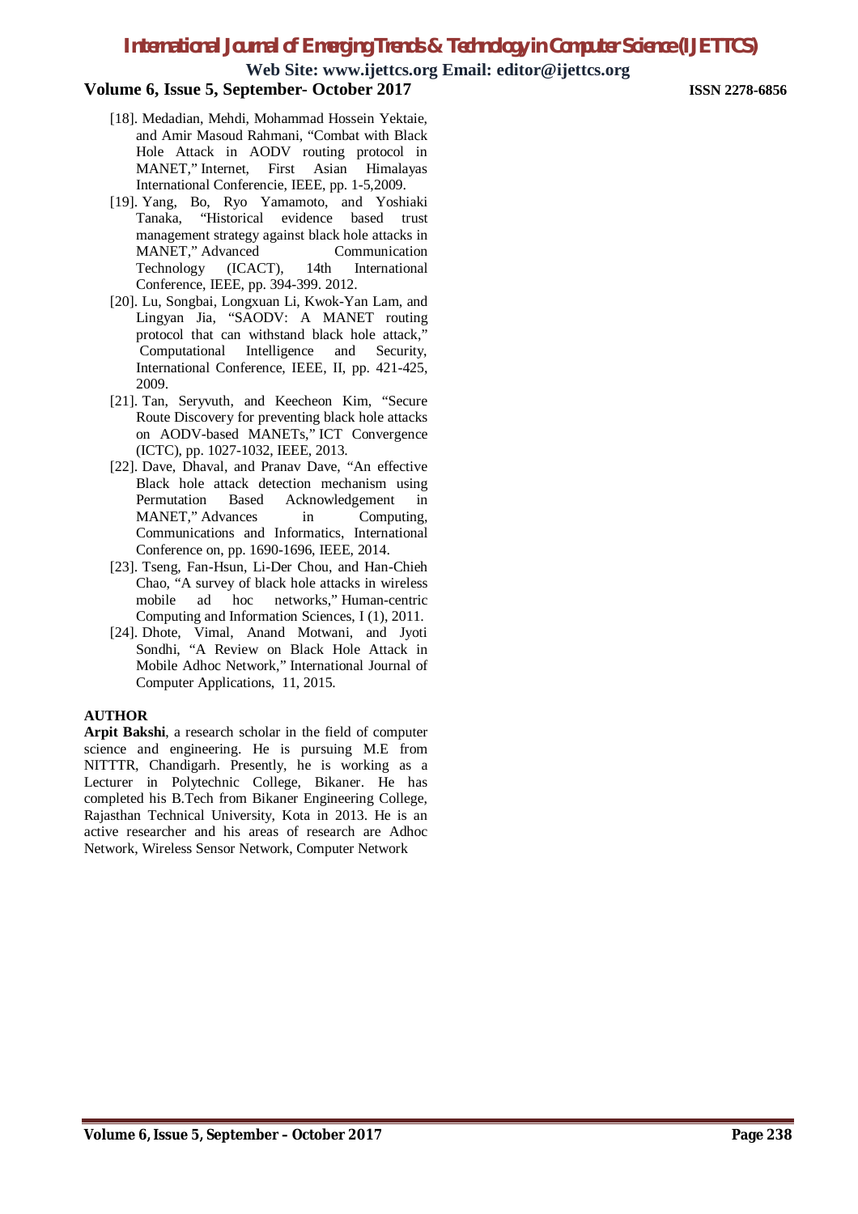[18]. Medadian, Mehdi, Mohammad Hossein Yektaie, and Amir Masoud Rahmani, "Combat with Black Hole Attack in AODV routing protocol in MANET," Internet, First Asian Himalayas International Conferencie, IEEE, pp. 1-5,2009.

[19]. Yang, Bo, Ryo Yamamoto, and Yoshiaki Tanaka, "Historical evidence based trust management strategy against black hole attacks in MANET," Advanced Communication Technology (ICACT), 14th International Conference, IEEE, pp. 394-399. 2012.

[20]. Lu, Songbai, Longxuan Li, Kwok-Yan Lam, and Lingyan Jia, "SAODV: A MANET routing protocol that can withstand black hole attack," Computational Intelligence and Security, International Conference, IEEE, II, pp. 421-425, 2009.

[21]. Tan, Seryvuth, and Keecheon Kim, "Secure Route Discovery for preventing black hole attacks on AODV-based MANETs," ICT Convergence (ICTC), pp. 1027-1032, IEEE, 2013.

[22]. Dave, Dhaval, and Pranav Dave, "An effective Black hole attack detection mechanism using Permutation Based Acknowledgement in MANET," Advances in Computing, Communications and Informatics, International Conference on, pp. 1690-1696, IEEE, 2014.

[23]. Tseng, Fan-Hsun, Li-Der Chou, and Han-Chieh Chao, "A survey of black hole attacks in wireless mobile ad hoc networks," Human-centric Computing and Information Sciences, I (1), 2011.

[24]. Dhote, Vimal, Anand Motwani, and Jyoti Sondhi, "A Review on Black Hole Attack in Mobile Adhoc Network," International Journal of Computer Applications, 11, 2015.

**AUTHOR**

**Arpit Bakshi**, a research scholar in the field of computer science and engineering. He is pursuing M.E from NITTTR, Chandigarh. Presently, he is working as a Lecturer in Polytechnic College, Bikaner. He has completed his B.Tech from Bikaner Engineering College, Rajasthan Technical University, Kota in 2013. He is an active researcher and his areas of research are Adhoc Network, Wireless Sensor Network, Computer Network